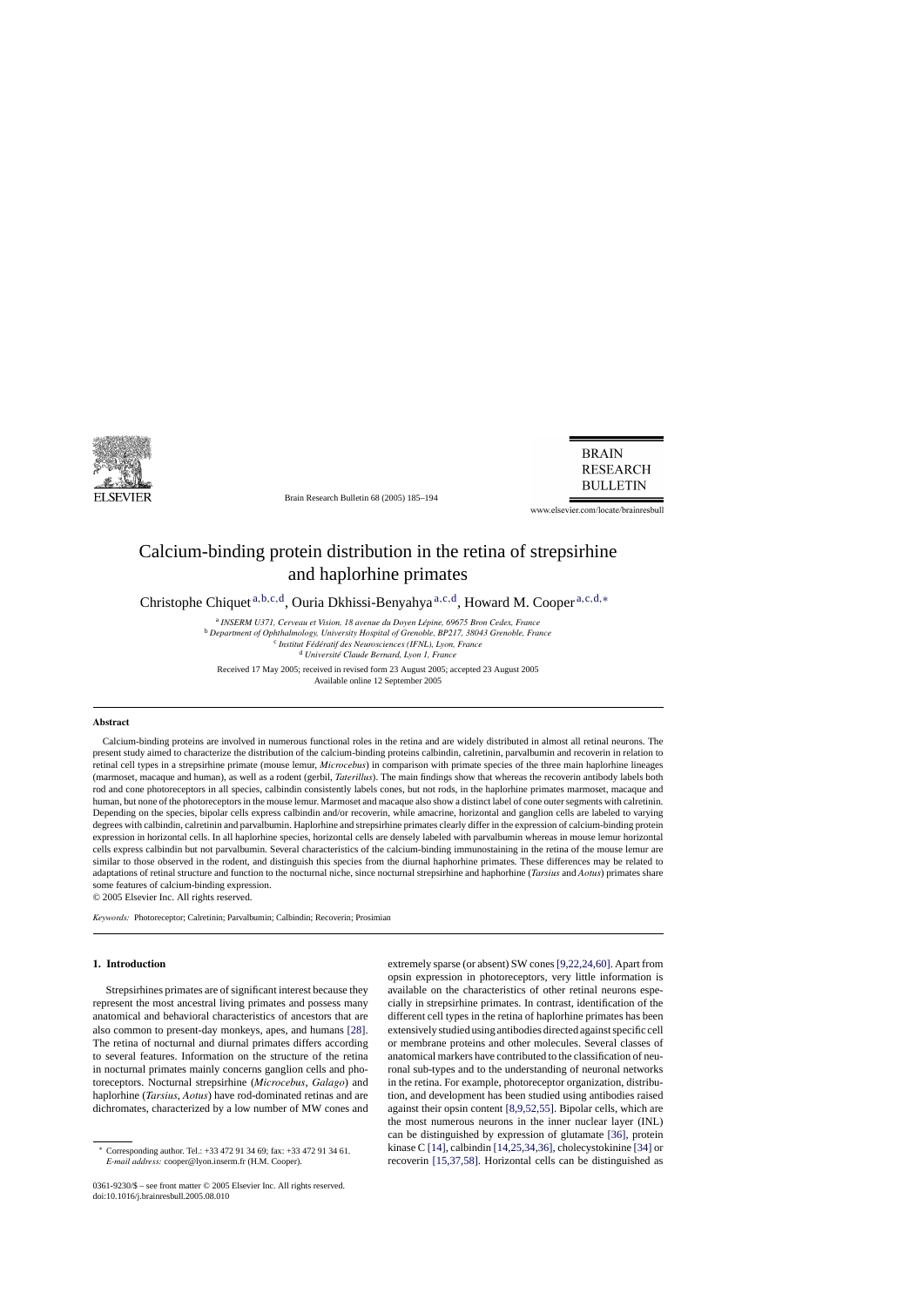# Calcium-binding protein distribution in the retina of strepsirhine and haplorhine primates

Christophe Chiquet [a,b,c,d], Ouria Dkhissi-Benyahya [a,c,d], Howard M. Cooper [a,c,d,*]

[a] *INSERM U371, Cerveau et Vision, 18 avenue du Doyen Lépine, 69675 Bron Cedex, France*
[b] *Department of Ophthalmology, University Hospital of Grenoble, BP217, 38043 Grenoble, France*
[c] *Institut Fédératif des Neurosciences (IFNL), Lyon, France*
[d] *Université Claude Bernard, Lyon 1, France*

Received 17 May 2005; received in revised form 23 August 2005; accepted 23 August 2005
Available online 12 September 2005

## Abstract

Calcium-binding proteins are involved in numerous functional roles in the retina and are widely distributed in almost all retinal neurons. The present study aimed to characterize the distribution of the calcium-binding proteins calbindin, calretinin, parvalbumin and recoverin in relation to retinal cell types in a strepsirhine primate (mouse lemur, *Microcebus*) in comparison with primate species of the three main haplorhine lineages (marmoset, macaque and human), as well as a rodent (gerbil, *Taterillus*). The main findings show that whereas the recoverin antibody labels both rod and cone photoreceptors in all species, calbindin consistently labels cones, but not rods, in the haplorhine primates marmoset, macaque and human, but none of the photoreceptors in the mouse lemur. Marmoset and macaque also show a distinct label of cone outer segments with calretinin. Depending on the species, bipolar cells express calbindin and/or recoverin, while amacrine, horizontal and ganglion cells are labeled to varying degrees with calbindin, calretinin and parvalbumin. Haplorhine and strepsirhine primates clearly differ in the expression of calcium-binding protein expression in horizontal cells. In all haplorhine species, horizontal cells are densely labeled with parvalbumin whereas in mouse lemur horizontal cells express calbindin but not parvalbumin. Several characteristics of the calcium-binding immunostaining in the retina of the mouse lemur are similar to those observed in the rodent, and distinguish this species from the diurnal haphorhine primates. These differences may be related to adaptations of retinal structure and function to the nocturnal niche, since nocturnal strepsirhine and haphorhine (*Tarsius* and *Aotus*) primates share some features of calcium-binding expression.

© 2005 Elsevier Inc. All rights reserved.

*Keywords:* Photoreceptor; Calretinin; Parvalbumin; Calbindin; Recoverin; Prosimian

## 1. Introduction

Strepsirhines primates are of significant interest because they represent the most ancestral living primates and possess many anatomical and behavioral characteristics of ancestors that are also common to present-day monkeys, apes, and humans [28]. The retina of nocturnal and diurnal primates differs according to several features. Information on the structure of the retina in nocturnal primates mainly concerns ganglion cells and photoreceptors. Nocturnal strepsirhine (*Microcebus*, *Galago*) and haplorhine (*Tarsius*, *Aotus*) have rod-dominated retinas and are dichromates, characterized by a low number of MW cones and extremely sparse (or absent) SW cones [9,22,24,60]. Apart from opsin expression in photoreceptors, very little information is available on the characteristics of other retinal neurons especially in strepsirhine primates. In contrast, identification of the different cell types in the retina of haplorhine primates has been extensively studied using antibodies directed against specific cell or membrane proteins and other molecules. Several classes of anatomical markers have contributed to the classification of neuronal sub-types and to the understanding of neuronal networks in the retina. For example, photoreceptor organization, distribution, and development has been studied using antibodies raised against their opsin content [8,9,52,55]. Bipolar cells, which are the most numerous neurons in the inner nuclear layer (INL) can be distinguished by expression of glutamate [36], protein kinase C [14], calbindin [14,25,34,36], cholecystokinine [34] or recoverin [15,37,58]. Horizontal cells can be distinguished as

* Corresponding author. Tel.: +33 472 91 34 69; fax: +33 472 91 34 61. *E-mail address:* cooper@lyon.inserm.fr (H.M. Cooper).

0361-9230/$ – see front matter © 2005 Elsevier Inc. All rights reserved.
doi:10.1016/j.brainresbull.2005.08.010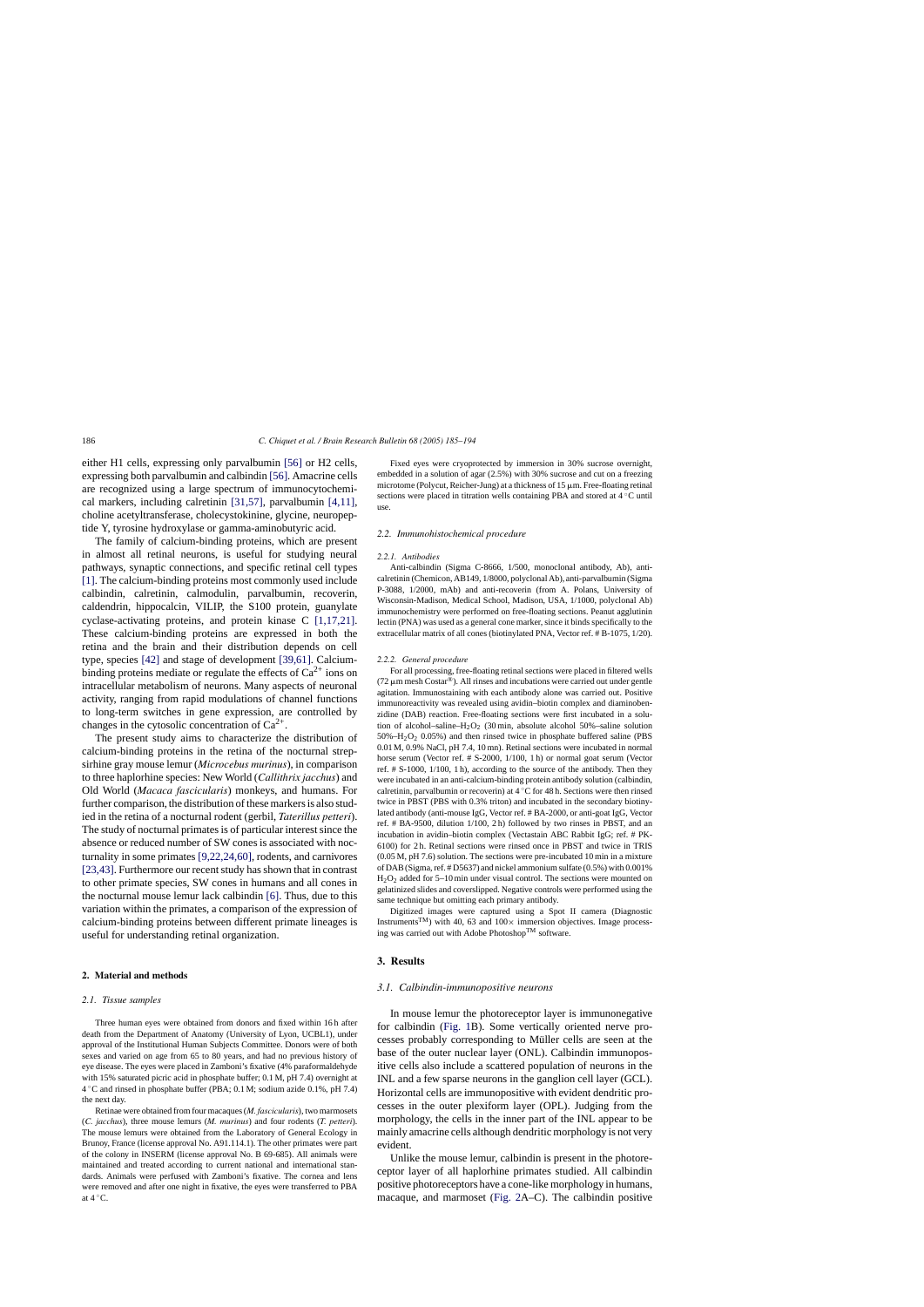either H1 cells, expressing only parvalbumin [56] or H2 cells, expressing both parvalbumin and calbindin [56]. Amacrine cells are recognized using a large spectrum of immunocytochemical markers, including calretinin [31,57], parvalbumin [4,11], choline acetyltransferase, cholecystokinine, glycine, neuropeptide Y, tyrosine hydroxylase or gamma-aminobutyric acid.

The family of calcium-binding proteins, which are present in almost all retinal neurons, is useful for studying neural pathways, synaptic connections, and specific retinal cell types [1]. The calcium-binding proteins most commonly used include calbindin, calretinin, calmodulin, parvalbumin, recoverin, caldendrin, hippocalcin, VILIP, the S100 protein, guanylate cyclase-activating proteins, and protein kinase C [1,17,21]. These calcium-binding proteins are expressed in both the retina and the brain and their distribution depends on cell type, species [42] and stage of development [39,61]. Calcium-binding proteins mediate or regulate the effects of $Ca^{2+}$ ions on intracellular metabolism of neurons. Many aspects of neuronal activity, ranging from rapid modulations of channel functions to long-term switches in gene expression, are controlled by changes in the cytosolic concentration of $Ca^{2+}$.

The present study aims to characterize the distribution of calcium-binding proteins in the retina of the nocturnal strepsirhine gray mouse lemur (*Microcebus murinus*), in comparison to three haplorhine species: New World (*Callithrix jacchus*) and Old World (*Macaca fascicularis*) monkeys, and humans. For further comparison, the distribution of these markers is also studied in the retina of a nocturnal rodent (gerbil, *Taterillus petteri*). The study of nocturnal primates is of particular interest since the absence or reduced number of SW cones is associated with nocturnality in some primates [9,22,24,60], rodents, and carnivores [23,43]. Furthermore our recent study has shown that in contrast to other primate species, SW cones in humans and all cones in the nocturnal mouse lemur lack calbindin [6]. Thus, due to this variation within the primates, a comparison of the expression of calcium-binding proteins between different primate lineages is useful for understanding retinal organization.

## 2. Material and methods

### 2.1. Tissue samples

Three human eyes were obtained from donors and fixed within 16 h after death from the Department of Anatomy (University of Lyon, UCBL1), under approval of the Institutional Human Subjects Committee. Donors were of both sexes and varied on age from 65 to 80 years, and had no previous history of eye disease. The eyes were placed in Zamboni's fixative (4% paraformaldehyde with 15% saturated picric acid in phosphate buffer; 0.1 M, pH 7.4) overnight at 4 °C and rinsed in phosphate buffer (PBA; 0.1 M; sodium azide 0.1%, pH 7.4) the next day.

Retinae were obtained from four macaques (*M. fascicularis*), two marmosets (*C. jacchus*), three mouse lemurs (*M. murinus*) and four rodents (*T. petteri*). The mouse lemurs were obtained from the Laboratory of General Ecology in Brunoy, France (license approval No. A91.114.1). The other primates were part of the colony in INSERM (license approval No. B 69-685). All animals were maintained and treated according to current national and international standards. Animals were perfused with Zamboni's fixative. The cornea and lens were removed and after one night in fixative, the eyes were transferred to PBA at 4 °C.

Fixed eyes were cryoprotected by immersion in 30% sucrose overnight, embedded in a solution of agar (2.5%) with 30% sucrose and cut on a freezing microtome (Polycut, Reicher-Jung) at a thickness of 15 μm. Free-floating retinal sections were placed in titration wells containing PBA and stored at 4 °C until use.

### 2.2. Immunohistochemical procedure

#### 2.2.1. Antibodies

Anti-calbindin (Sigma C-8666, 1/500, monoclonal antibody, Ab), anti-calretinin (Chemicon, AB149, 1/8000, polyclonal Ab), anti-parvalbumin (Sigma P-3088, 1/2000, mAb) and anti-recoverin (from A. Polans, University of Wisconsin-Madison, Medical School, Madison, USA, 1/1000, polyclonal Ab) immunochemistry were performed on free-floating sections. Peanut agglutinin lectin (PNA) was used as a general cone marker, since it binds specifically to the extracellular matrix of all cones (biotinylated PNA, Vector ref. # B-1075, 1/20).

#### 2.2.2. General procedure

For all processing, free-floating retinal sections were placed in filtered wells (72 μm mesh Costar®). All rinses and incubations were carried out under gentle agitation. Immunostaining with each antibody alone was carried out. Positive immunoreactivity was revealed using avidin–biotin complex and diaminobenzidine (DAB) reaction. Free-floating sections were first incubated in a solution of alcohol–saline–$H_2O_2$ (30 min, absolute alcohol 50%–saline solution 50%–$H_2O_2$ 0.05%) and then rinsed twice in phosphate buffered saline (PBS 0.01 M, 0.9% NaCl, pH 7.4, 10 mn). Retinal sections were incubated in normal horse serum (Vector ref. # S-2000, 1/100, 1 h) or normal goat serum (Vector ref. # S-1000, 1/100, 1 h), according to the source of the antibody. Then they were incubated in an anti-calcium-binding protein antibody solution (calbindin, calretinin, parvalbumin or recoverin) at 4 °C for 48 h. Sections were then rinsed twice in PBST (PBS with 0.3% triton) and incubated in the secondary biotinylated antibody (anti-mouse IgG, Vector ref. # BA-2000, or anti-goat IgG, Vector ref. # BA-9500, dilution 1/100, 2 h) followed by two rinses in PBST, and an incubation in avidin–biotin complex (Vectastain ABC Rabbit IgG; ref. # PK-6100) for 2 h. Retinal sections were rinsed once in PBST and twice in TRIS (0.05 M, pH 7.6) solution. The sections were pre-incubated 10 min in a mixture of DAB (Sigma, ref. # D5637) and nickel ammonium sulfate (0.5%) with 0.001% $H_2O_2$ added for 5–10 min under visual control. The sections were mounted on gelatinized slides and coverslipped. Negative controls were performed using the same technique but omitting each primary antibody.

Digitized images were captured using a Spot II camera (Diagnostic Instruments™) with 40, 63 and 100× immersion objectives. Image processing was carried out with Adobe Photoshop™ software.

## 3. Results

### 3.1. Calbindin-immunopositive neurons

In mouse lemur the photoreceptor layer is immunonegative for calbindin (Fig. 1B). Some vertically oriented nerve processes probably corresponding to Müller cells are seen at the base of the outer nuclear layer (ONL). Calbindin immunopositive cells also include a scattered population of neurons in the INL and a few sparse neurons in the ganglion cell layer (GCL). Horizontal cells are immunopositive with evident dendritic processes in the outer plexiform layer (OPL). Judging from the morphology, the cells in the inner part of the INL appear to be mainly amacrine cells although dendritic morphology is not very evident.

Unlike the mouse lemur, calbindin is present in the photoreceptor layer of all haplorhine primates studied. All calbindin positive photoreceptors have a cone-like morphology in humans, macaque, and marmoset (Fig. 2A–C). The calbindin positive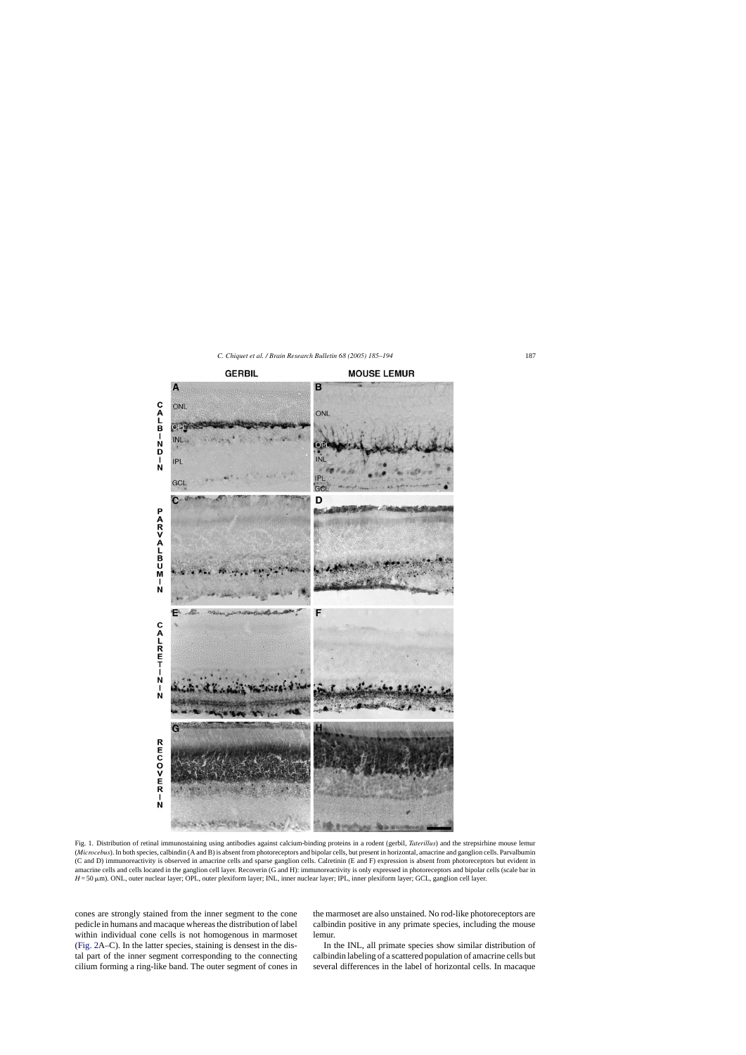Fig. 1. Distribution of retinal immunostaining using antibodies against calcium-binding proteins in a rodent (gerbil, *Taterillus*) and the strepsirhine mouse lemur (*Microcebus*). In both species, calbindin (A and B) is absent from photoreceptors and bipolar cells, but present in horizontal, amacrine and ganglion cells. Parvalbumin (C and D) immunoreactivity is observed in amacrine cells and sparse ganglion cells. Calretinin (E and F) expression is absent from photoreceptors but evident in amacrine cells and cells located in the ganglion cell layer. Recoverin (G and H): immunoreactivity is only expressed in photoreceptors and bipolar cells (scale bar in $H = 50\,\mu$m). ONL, outer nuclear layer; OPL, outer plexiform layer; INL, inner nuclear layer; IPL, inner plexiform layer; GCL, ganglion cell layer.

cones are strongly stained from the inner segment to the cone pedicle in humans and macaque whereas the distribution of label within individual cone cells is not homogenous in marmoset (Fig. 2A–C). In the latter species, staining is densest in the distal part of the inner segment corresponding to the connecting cilium forming a ring-like band. The outer segment of cones in the marmoset are also unstained. No rod-like photoreceptors are calbindin positive in any primate species, including the mouse lemur.

In the INL, all primate species show similar distribution of calbindin labeling of a scattered population of amacrine cells but several differences in the label of horizontal cells. In macaque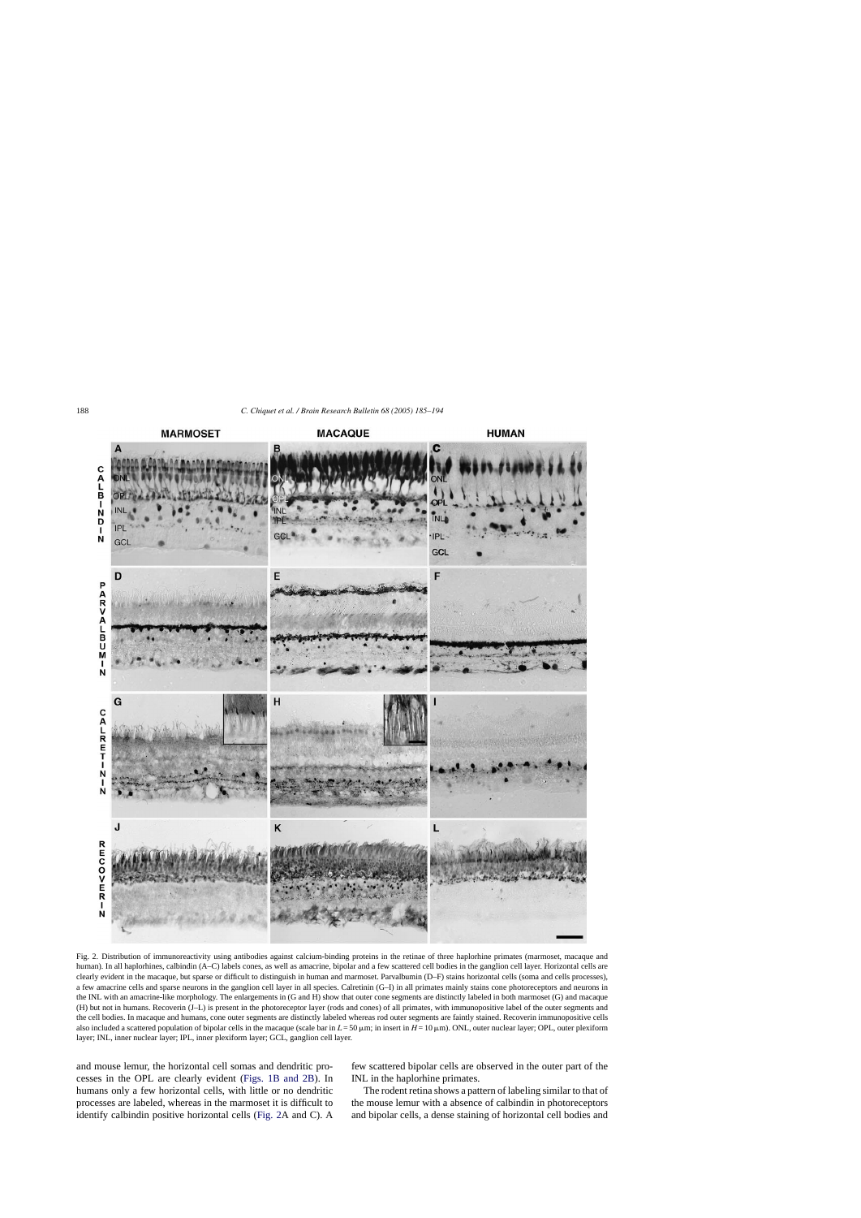Fig. 2. Distribution of immunoreactivity using antibodies against calcium-binding proteins in the retinae of three haplorhine primates (marmoset, macaque and human). In all haplorhines, calbindin (A–C) labels cones, as well as amacrine, bipolar and a few scattered cell bodies in the ganglion cell layer. Horizontal cells are clearly evident in the macaque, but sparse or difficult to distinguish in human and marmoset. Parvalbumin (D–F) stains horizontal cells (soma and cells processes), a few amacrine cells and sparse neurons in the ganglion cell layer in all species. Calretinin (G–I) in all primates mainly stains cone photoreceptors and neurons in the INL with an amacrine-like morphology. The enlargements in (G and H) show that outer cone segments are distinctly labeled in both marmoset (G) and macaque (H) but not in humans. Recoverin (J–L) is present in the photoreceptor layer (rods and cones) of all primates, with immunopositive label of the outer segments and the cell bodies. In macaque and humans, cone outer segments are distinctly labeled whereas rod outer segments are faintly stained. Recoverin immunopositive cells also included a scattered population of bipolar cells in the macaque (scale bar in $L = 50$ μm; in insert in $H = 10$ μm). ONL, outer nuclear layer; OPL, outer plexiform layer; INL, inner nuclear layer; IPL, inner plexiform layer; GCL, ganglion cell layer.

and mouse lemur, the horizontal cell somas and dendritic processes in the OPL are clearly evident (Figs. 1B and 2B). In humans only a few horizontal cells, with little or no dendritic processes are labeled, whereas in the marmoset it is difficult to identify calbindin positive horizontal cells (Fig. 2A and C). A few scattered bipolar cells are observed in the outer part of the INL in the haplorhine primates.

The rodent retina shows a pattern of labeling similar to that of the mouse lemur with a absence of calbindin in photoreceptors and bipolar cells, a dense staining of horizontal cell bodies and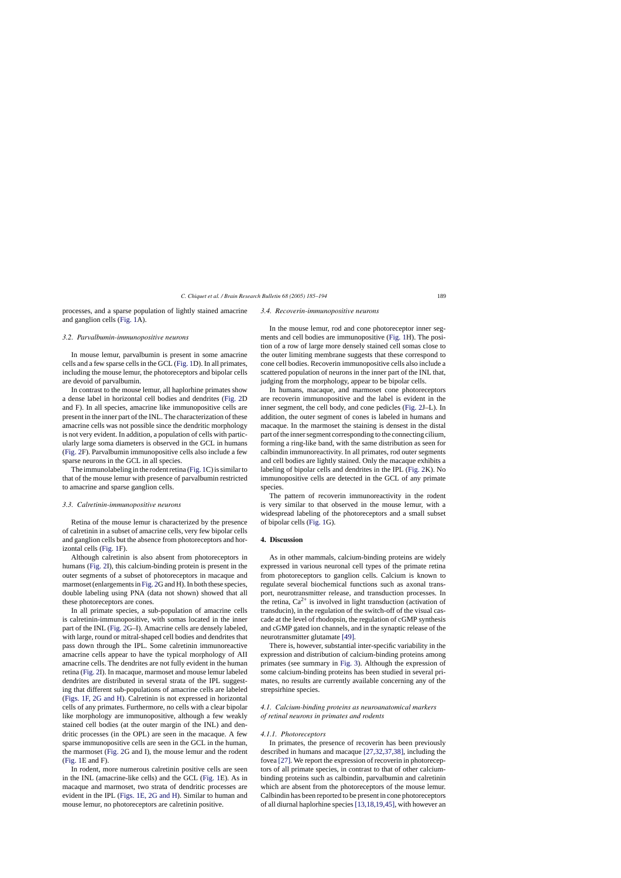processes, and a sparse population of lightly stained amacrine and ganglion cells (Fig. 1A).

### 3.2. Parvalbumin-immunopositive neurons

In mouse lemur, parvalbumin is present in some amacrine cells and a few sparse cells in the GCL (Fig. 1D). In all primates, including the mouse lemur, the photoreceptors and bipolar cells are devoid of parvalbumin.

In contrast to the mouse lemur, all haplorhine primates show a dense label in horizontal cell bodies and dendrites (Fig. 2D and F). In all species, amacrine like immunopositive cells are present in the inner part of the INL. The characterization of these amacrine cells was not possible since the dendritic morphology is not very evident. In addition, a population of cells with particularly large soma diameters is observed in the GCL in humans (Fig. 2F). Parvalbumin immunopositive cells also include a few sparse neurons in the GCL in all species.

The immunolabeling in the rodent retina (Fig. 1C) is similar to that of the mouse lemur with presence of parvalbumin restricted to amacrine and sparse ganglion cells.

### 3.3. Calretinin-immunopositive neurons

Retina of the mouse lemur is characterized by the presence of calretinin in a subset of amacrine cells, very few bipolar cells and ganglion cells but the absence from photoreceptors and horizontal cells (Fig. 1F).

Although calretinin is also absent from photoreceptors in humans (Fig. 2I), this calcium-binding protein is present in the outer segments of a subset of photoreceptors in macaque and marmoset (enlargements in Fig. 2G and H). In both these species, double labeling using PNA (data not shown) showed that all these photoreceptors are cones.

In all primate species, a sub-population of amacrine cells is calretinin-immunopositive, with somas located in the inner part of the INL (Fig. 2G–I). Amacrine cells are densely labeled, with large, round or mitral-shaped cell bodies and dendrites that pass down through the IPL. Some calretinin immunoreactive amacrine cells appear to have the typical morphology of AII amacrine cells. The dendrites are not fully evident in the human retina (Fig. 2I). In macaque, marmoset and mouse lemur labeled dendrites are distributed in several strata of the IPL suggesting that different sub-populations of amacrine cells are labeled (Figs. 1F, 2G and H). Calretinin is not expressed in horizontal cells of any primates. Furthermore, no cells with a clear bipolar like morphology are immunopositive, although a few weakly stained cell bodies (at the outer margin of the INL) and dendritic processes (in the OPL) are seen in the macaque. A few sparse immunopositive cells are seen in the GCL in the human, the marmoset (Fig. 2G and I), the mouse lemur and the rodent (Fig. 1E and F).

In rodent, more numerous calretinin positive cells are seen in the INL (amacrine-like cells) and the GCL (Fig. 1E). As in macaque and marmoset, two strata of dendritic processes are evident in the IPL (Figs. 1E, 2G and H). Similar to human and mouse lemur, no photoreceptors are calretinin positive.

### 3.4. Recoverin-immunopositive neurons

In the mouse lemur, rod and cone photoreceptor inner segments and cell bodies are immunopositive (Fig. 1H). The position of a row of large more densely stained cell somas close to the outer limiting membrane suggests that these correspond to cone cell bodies. Recoverin immunopositive cells also include a scattered population of neurons in the inner part of the INL that, judging from the morphology, appear to be bipolar cells.

In humans, macaque, and marmoset cone photoreceptors are recoverin immunopositive and the label is evident in the inner segment, the cell body, and cone pedicles (Fig. 2J–L). In addition, the outer segment of cones is labeled in humans and macaque. In the marmoset the staining is densest in the distal part of the inner segment corresponding to the connecting cilium, forming a ring-like band, with the same distribution as seen for calbindin immunoreactivity. In all primates, rod outer segments and cell bodies are lightly stained. Only the macaque exhibits a labeling of bipolar cells and dendrites in the IPL (Fig. 2K). No immunopositive cells are detected in the GCL of any primate species.

The pattern of recoverin immunoreactivity in the rodent is very similar to that observed in the mouse lemur, with a widespread labeling of the photoreceptors and a small subset of bipolar cells (Fig. 1G).

## 4. Discussion

As in other mammals, calcium-binding proteins are widely expressed in various neuronal cell types of the primate retina from photoreceptors to ganglion cells. Calcium is known to regulate several biochemical functions such as axonal transport, neurotransmitter release, and transduction processes. In the retina, $Ca^{2+}$ is involved in light transduction (activation of transducin), in the regulation of the switch-off of the visual cascade at the level of rhodopsin, the regulation of cGMP synthesis and cGMP gated ion channels, and in the synaptic release of the neurotransmitter glutamate [49].

There is, however, substantial inter-specific variability in the expression and distribution of calcium-binding proteins among primates (see summary in Fig. 3). Although the expression of some calcium-binding proteins has been studied in several primates, no results are currently available concerning any of the strepsirhine species.

### 4.1. Calcium-binding proteins as neuroanatomical markers of retinal neurons in primates and rodents

#### 4.1.1. Photoreceptors

In primates, the presence of recoverin has been previously described in humans and macaque [27,32,37,38], including the fovea [27]. We report the expression of recoverin in photoreceptors of all primate species, in contrast to that of other calcium-binding proteins such as calbindin, parvalbumin and calretinin which are absent from the photoreceptors of the mouse lemur. Calbindin has been reported to be present in cone photoreceptors of all diurnal haplorhine species [13,18,19,45], with however an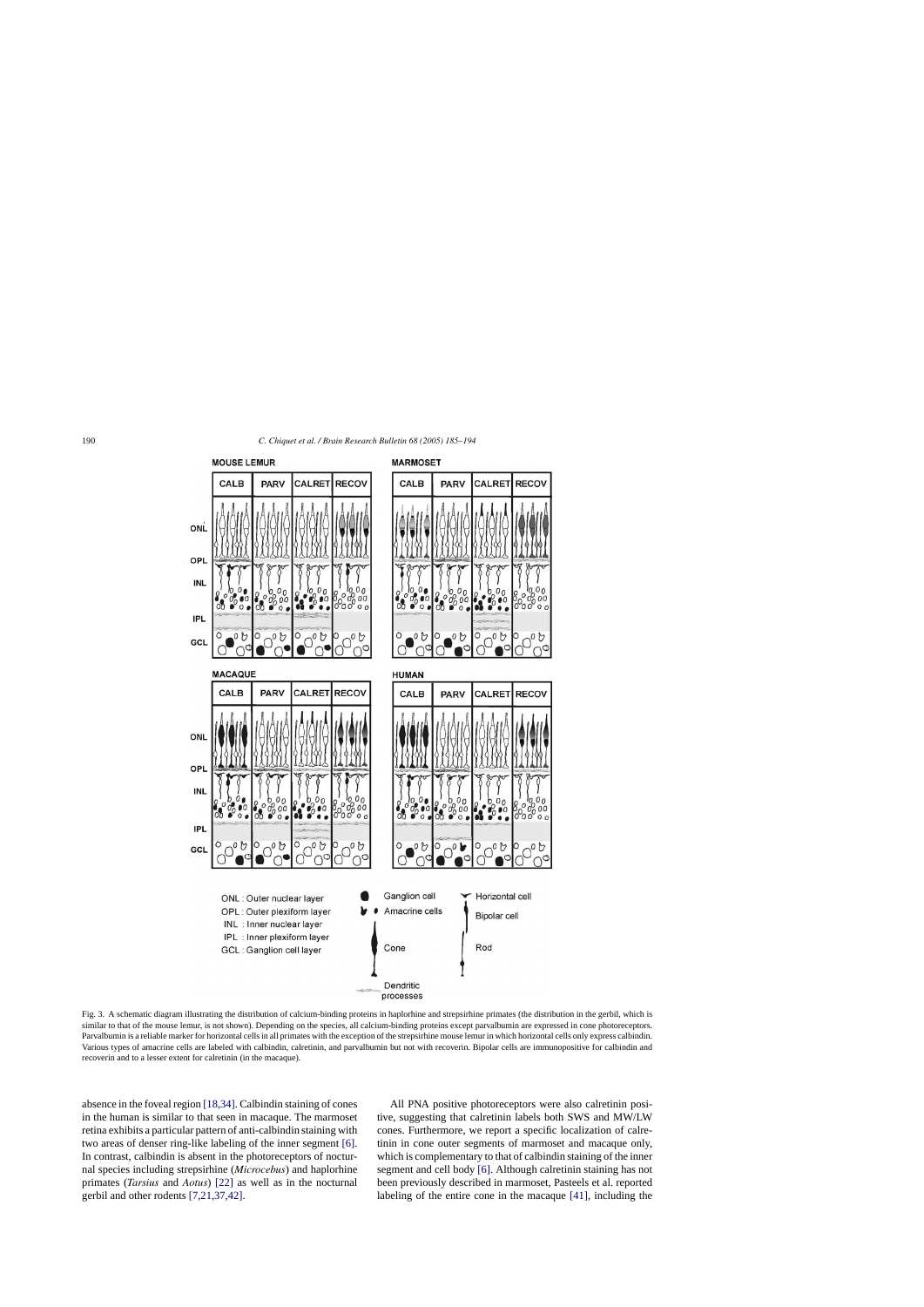Fig. 3. A schematic diagram illustrating the distribution of calcium-binding proteins in haplorhine and strepsirhine primates (the distribution in the gerbil, which is similar to that of the mouse lemur, is not shown). Depending on the species, all calcium-binding proteins except parvalbumin are expressed in cone photoreceptors. Parvalbumin is a reliable marker for horizontal cells in all primates with the exception of the strepsirhine mouse lemur in which horizontal cells only express calbindin. Various types of amacrine cells are labeled with calbindin, calretinin, and parvalbumin but not with recoverin. Bipolar cells are immunopositive for calbindin and recoverin and to a lesser extent for calretinin (in the macaque).

absence in the foveal region [18,34]. Calbindin staining of cones in the human is similar to that seen in macaque. The marmoset retina exhibits a particular pattern of anti-calbindin staining with two areas of denser ring-like labeling of the inner segment [6]. In contrast, calbindin is absent in the photoreceptors of nocturnal species including strepsirhine (*Microcebus*) and haplorhine primates (*Tarsius* and *Aotus*) [22] as well as in the nocturnal gerbil and other rodents [7,21,37,42].

All PNA positive photoreceptors were also calretinin positive, suggesting that calretinin labels both SWS and MW/LW cones. Furthermore, we report a specific localization of calretinin in cone outer segments of marmoset and macaque only, which is complementary to that of calbindin staining of the inner segment and cell body [6]. Although calretinin staining has not been previously described in marmoset, Pasteels et al. reported labeling of the entire cone in the macaque [41], including the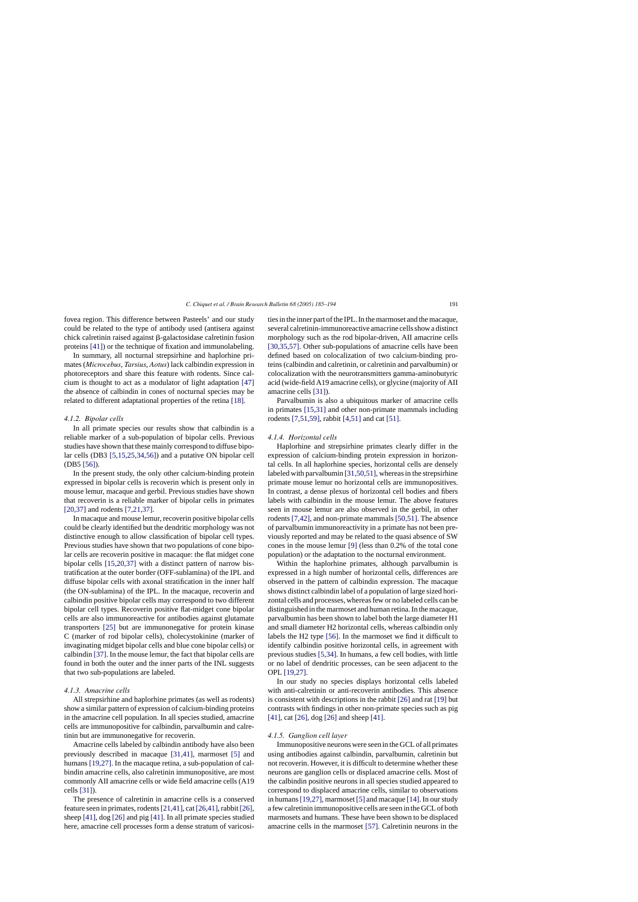fovea region. This difference between Pasteels' and our study could be related to the type of antibody used (antisera against chick calretinin raised against β-galactosidase calretinin fusion proteins [41]) or the technique of fixation and immunolabeling.

In summary, all nocturnal strepsirhine and haplorhine primates (*Microcebus*, *Tarsius*, *Aotus*) lack calbindin expression in photoreceptors and share this feature with rodents. Since calcium is thought to act as a modulator of light adaptation [47] the absence of calbindin in cones of nocturnal species may be related to different adaptational properties of the retina [18].

#### 4.1.2. Bipolar cells

In all primate species our results show that calbindin is a reliable marker of a sub-population of bipolar cells. Previous studies have shown that these mainly correspond to diffuse bipolar cells (DB3 [5,15,25,34,56]) and a putative ON bipolar cell (DB5 [56]).

In the present study, the only other calcium-binding protein expressed in bipolar cells is recoverin which is present only in mouse lemur, macaque and gerbil. Previous studies have shown that recoverin is a reliable marker of bipolar cells in primates [20,37] and rodents [7,21,37].

In macaque and mouse lemur, recoverin positive bipolar cells could be clearly identified but the dendritic morphology was not distinctive enough to allow classification of bipolar cell types. Previous studies have shown that two populations of cone bipolar cells are recoverin positive in macaque: the flat midget cone bipolar cells [15,20,37] with a distinct pattern of narrow bistratification at the outer border (OFF-sublamina) of the IPL and diffuse bipolar cells with axonal stratification in the inner half (the ON-sublamina) of the IPL. In the macaque, recoverin and calbindin positive bipolar cells may correspond to two different bipolar cell types. Recoverin positive flat-midget cone bipolar cells are also immunoreactive for antibodies against glutamate transporters [25] but are immunonegative for protein kinase C (marker of rod bipolar cells), cholecystokinine (marker of invaginating midget bipolar cells and blue cone bipolar cells) or calbindin [37]. In the mouse lemur, the fact that bipolar cells are found in both the outer and the inner parts of the INL suggests that two sub-populations are labeled.

#### 4.1.3. Amacrine cells

All strepsirhine and haplorhine primates (as well as rodents) show a similar pattern of expression of calcium-binding proteins in the amacrine cell population. In all species studied, amacrine cells are immunopositive for calbindin, parvalbumin and calretinin but are immunonegative for recoverin.

Amacrine cells labeled by calbindin antibody have also been previously described in macaque [31,41], marmoset [5] and humans [19,27]. In the macaque retina, a sub-population of calbindin amacrine cells, also calretinin immunopositive, are most commonly AII amacrine cells or wide field amacrine cells (A19 cells [31]).

The presence of calretinin in amacrine cells is a conserved feature seen in primates, rodents [21,41], cat [26,41], rabbit [26], sheep [41], dog [26] and pig [41]. In all primate species studied here, amacrine cell processes form a dense stratum of varicosities in the inner part of the IPL. In the marmoset and the macaque, several calretinin-immunoreactive amacrine cells show a distinct morphology such as the rod bipolar-driven, AII amacrine cells [30,35,57]. Other sub-populations of amacrine cells have been defined based on colocalization of two calcium-binding proteins (calbindin and calretinin, or calretinin and parvalbumin) or colocalization with the neurotransmitters gamma-aminobutyric acid (wide-field A19 amacrine cells), or glycine (majority of AII amacrine cells [31]).

Parvalbumin is also a ubiquitous marker of amacrine cells in primates [15,31] and other non-primate mammals including rodents [7,51,59], rabbit [4,51] and cat [51].

#### 4.1.4. Horizontal cells

Haplorhine and strepsirhine primates clearly differ in the expression of calcium-binding protein expression in horizontal cells. In all haplorhine species, horizontal cells are densely labeled with parvalbumin [31,50,51], whereas in the strepsirhine primate mouse lemur no horizontal cells are immunopositives. In contrast, a dense plexus of horizontal cell bodies and fibers labels with calbindin in the mouse lemur. The above features seen in mouse lemur are also observed in the gerbil, in other rodents [7,42], and non-primate mammals [50,51]. The absence of parvalbumin immunoreactivity in a primate has not been previously reported and may be related to the quasi absence of SW cones in the mouse lemur [9] (less than 0.2% of the total cone population) or the adaptation to the nocturnal environment.

Within the haplorhine primates, although parvalbumin is expressed in a high number of horizontal cells, differences are observed in the pattern of calbindin expression. The macaque shows distinct calbindin label of a population of large sized horizontal cells and processes, whereas few or no labeled cells can be distinguished in the marmoset and human retina. In the macaque, parvalbumin has been shown to label both the large diameter H1 and small diameter H2 horizontal cells, whereas calbindin only labels the H2 type [56]. In the marmoset we find it difficult to identify calbindin positive horizontal cells, in agreement with previous studies [5,34]. In humans, a few cell bodies, with little or no label of dendritic processes, can be seen adjacent to the OPL [19,27].

In our study no species displays horizontal cells labeled with anti-calretinin or anti-recoverin antibodies. This absence is consistent with descriptions in the rabbit [26] and rat [19] but contrasts with findings in other non-primate species such as pig [41], cat [26], dog [26] and sheep [41].

#### 4.1.5. Ganglion cell layer

Immunopositive neurons were seen in the GCL of all primates using antibodies against calbindin, parvalbumin, calretinin but not recoverin. However, it is difficult to determine whether these neurons are ganglion cells or displaced amacrine cells. Most of the calbindin positive neurons in all species studied appeared to correspond to displaced amacrine cells, similar to observations in humans [19,27], marmoset [5] and macaque [14]. In our study a few calretinin immunopositive cells are seen in the GCL of both marmosets and humans. These have been shown to be displaced amacrine cells in the marmoset [57]. Calretinin neurons in the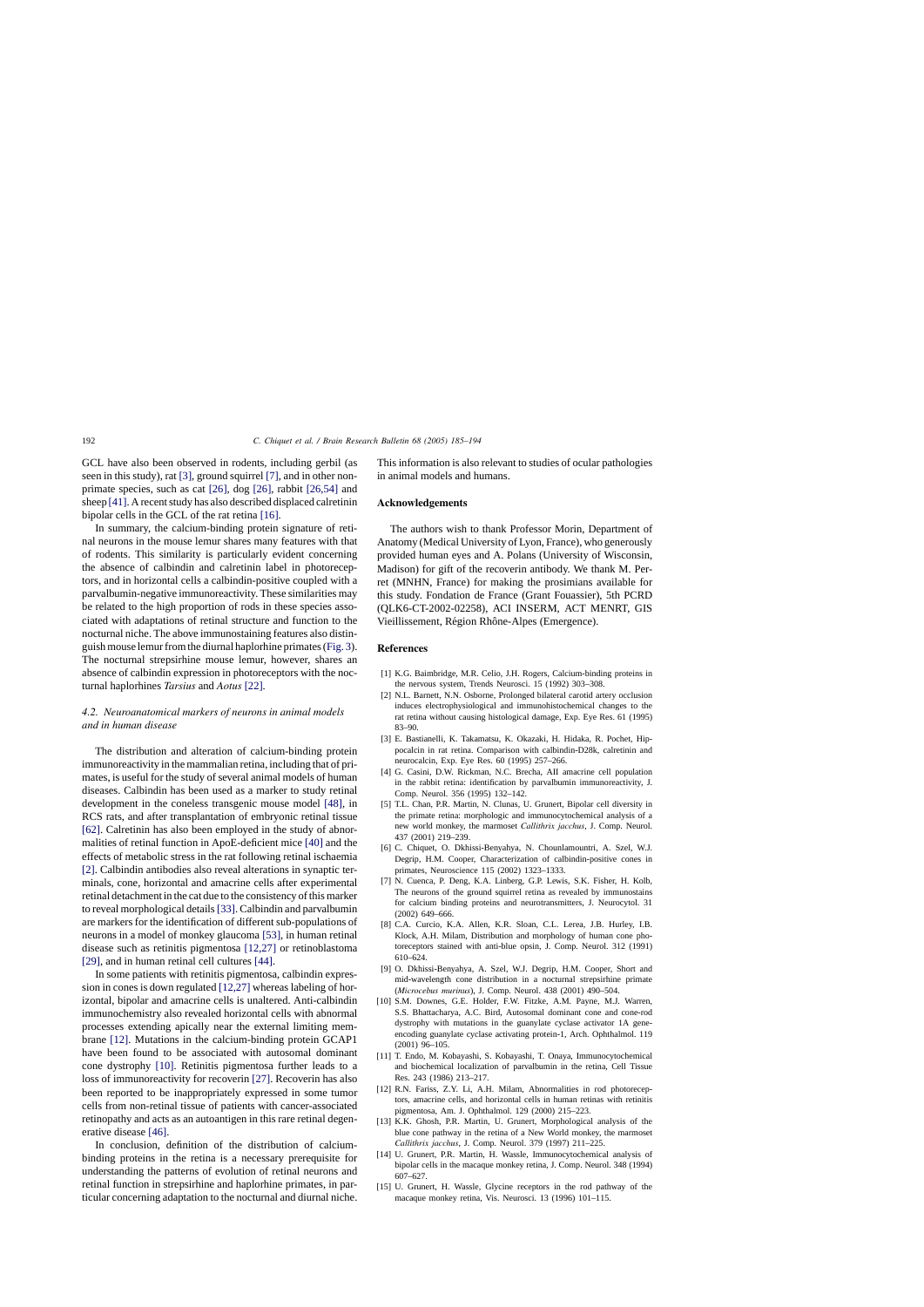GCL have also been observed in rodents, including gerbil (as seen in this study), rat [3], ground squirrel [7], and in other non-primate species, such as cat [26], dog [26], rabbit [26,54] and sheep [41]. A recent study has also described displaced calretinin bipolar cells in the GCL of the rat retina [16].

In summary, the calcium-binding protein signature of retinal neurons in the mouse lemur shares many features with that of rodents. This similarity is particularly evident concerning the absence of calbindin and calretinin label in photoreceptors, and in horizontal cells a calbindin-positive coupled with a parvalbumin-negative immunoreactivity. These similarities may be related to the high proportion of rods in these species associated with adaptations of retinal structure and function to the nocturnal niche. The above immunostaining features also distinguish mouse lemur from the diurnal haplorhine primates (Fig. 3). The nocturnal strepsirhine mouse lemur, however, shares an absence of calbindin expression in photoreceptors with the nocturnal haplorhines *Tarsius* and *Aotus* [22].

### 4.2. Neuroanatomical markers of neurons in animal models and in human disease

The distribution and alteration of calcium-binding protein immunoreactivity in the mammalian retina, including that of primates, is useful for the study of several animal models of human diseases. Calbindin has been used as a marker to study retinal development in the coneless transgenic mouse model [48], in RCS rats, and after transplantation of embryonic retinal tissue [62]. Calretinin has also been employed in the study of abnormalities of retinal function in ApoE-deficient mice [40] and the effects of metabolic stress in the rat following retinal ischaemia [2]. Calbindin antibodies also reveal alterations in synaptic terminals, cone, horizontal and amacrine cells after experimental retinal detachment in the cat due to the consistency of this marker to reveal morphological details [33]. Calbindin and parvalbumin are markers for the identification of different sub-populations of neurons in a model of monkey glaucoma [53], in human retinal disease such as retinitis pigmentosa [12,27] or retinoblastoma [29], and in human retinal cell cultures [44].

In some patients with retinitis pigmentosa, calbindin expression in cones is down regulated [12,27] whereas labeling of horizontal, bipolar and amacrine cells is unaltered. Anti-calbindin immunochemistry also revealed horizontal cells with abnormal processes extending apically near the external limiting membrane [12]. Mutations in the calcium-binding protein GCAP1 have been found to be associated with autosomal dominant cone dystrophy [10]. Retinitis pigmentosa further leads to a loss of immunoreactivity for recoverin [27]. Recoverin has also been reported to be inappropriately expressed in some tumor cells from non-retinal tissue of patients with cancer-associated retinopathy and acts as an autoantigen in this rare retinal degenerative disease [46].

In conclusion, definition of the distribution of calcium-binding proteins in the retina is a necessary prerequisite for understanding the patterns of evolution of retinal neurons and retinal function in strepsirhine and haplorhine primates, in particular concerning adaptation to the nocturnal and diurnal niche. This information is also relevant to studies of ocular pathologies in animal models and humans.

## Acknowledgements

The authors wish to thank Professor Morin, Department of Anatomy (Medical University of Lyon, France), who generously provided human eyes and A. Polans (University of Wisconsin, Madison) for gift of the recoverin antibody. We thank M. Perret (MNHN, France) for making the prosimians available for this study. Fondation de France (Grant Fouassier), 5th PCRD (QLK6-CT-2002-02258), ACI INSERM, ACT MENRT, GIS Vieillissement, Région Rhône-Alpes (Emergence).

## References

[1] K.G. Baimbridge, M.R. Celio, J.H. Rogers, Calcium-binding proteins in the nervous system, Trends Neurosci. 15 (1992) 303–308.

[2] N.L. Barnett, N.N. Osborne, Prolonged bilateral carotid artery occlusion induces electrophysiological and immunohistochemical changes to the rat retina without causing histological damage, Exp. Eye Res. 61 (1995) 83–90.

[3] E. Bastianelli, K. Takamatsu, K. Okazaki, H. Hidaka, R. Pochet, Hippocalcin in rat retina. Comparison with calbindin-D28k, calretinin and neurocalcin, Exp. Eye Res. 60 (1995) 257–266.

[4] G. Casini, D.W. Rickman, N.C. Brecha, AII amacrine cell population in the rabbit retina: identification by parvalbumin immunoreactivity, J. Comp. Neurol. 356 (1995) 132–142.

[5] T.L. Chan, P.R. Martin, N. Clunas, U. Grunert, Bipolar cell diversity in the primate retina: morphologic and immunocytochemical analysis of a new world monkey, the marmoset *Callithrix jacchus*, J. Comp. Neurol. 437 (2001) 219–239.

[6] C. Chiquet, O. Dkhissi-Benyahya, N. Chounlamountri, A. Szel, W.J. Degrip, H.M. Cooper, Characterization of calbindin-positive cones in primates, Neuroscience 115 (2002) 1323–1333.

[7] N. Cuenca, P. Deng, K.A. Linberg, G.P. Lewis, S.K. Fisher, H. Kolb, The neurons of the ground squirrel retina as revealed by immunostains for calcium binding proteins and neurotransmitters, J. Neurocytol. 31 (2002) 649–666.

[8] C.A. Curcio, K.A. Allen, K.R. Sloan, C.L. Lerea, J.B. Hurley, I.B. Klock, A.H. Milam, Distribution and morphology of human cone photoreceptors stained with anti-blue opsin, J. Comp. Neurol. 312 (1991) 610–624.

[9] O. Dkhissi-Benyahya, A. Szel, W.J. Degrip, H.M. Cooper, Short and mid-wavelength cone distribution in a nocturnal strepsirhine primate (*Microcebus murinus*), J. Comp. Neurol. 438 (2001) 490–504.

[10] S.M. Downes, G.E. Holder, F.W. Fitzke, A.M. Payne, M.J. Warren, S.S. Bhattacharya, A.C. Bird, Autosomal dominant cone and cone-rod dystrophy with mutations in the guanylate cyclase activator 1A gene-encoding guanylate cyclase activating protein-1, Arch. Ophthalmol. 119 (2001) 96–105.

[11] T. Endo, M. Kobayashi, S. Kobayashi, T. Onaya, Immunocytochemical and biochemical localization of parvalbumin in the retina, Cell Tissue Res. 243 (1986) 213–217.

[12] R.N. Fariss, Z.Y. Li, A.H. Milam, Abnormalities in rod photoreceptors, amacrine cells, and horizontal cells in human retinas with retinitis pigmentosa, Am. J. Ophthalmol. 129 (2000) 215–223.

[13] K.K. Ghosh, P.R. Martin, U. Grunert, Morphological analysis of the blue cone pathway in the retina of a New World monkey, the marmoset *Callithrix jacchus*, J. Comp. Neurol. 379 (1997) 211–225.

[14] U. Grunert, P.R. Martin, H. Wassle, Immunocytochemical analysis of bipolar cells in the macaque monkey retina, J. Comp. Neurol. 348 (1994) 607–627.

[15] U. Grunert, H. Wassle, Glycine receptors in the rod pathway of the macaque monkey retina, Vis. Neurosci. 13 (1996) 101–115.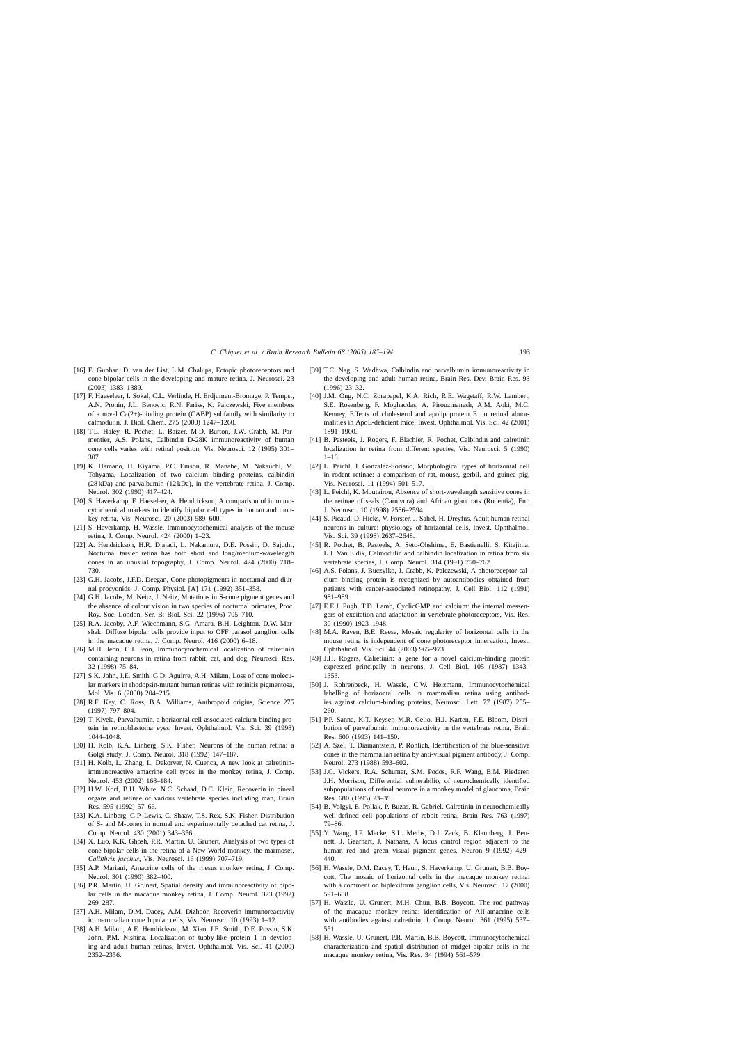[16] E. Gunhan, D. van der List, L.M. Chalupa, Ectopic photoreceptors and cone bipolar cells in the developing and mature retina, J. Neurosci. 23 (2003) 1383–1389.

[17] F. Haeseleer, I. Sokal, C.L. Verlinde, H. Erdjument-Bromage, P. Tempst, A.N. Pronin, J.L. Benovic, R.N. Fariss, K. Palczewski, Five members of a novel Ca(2+)-binding protein (CABP) subfamily with similarity to calmodulin, J. Biol. Chem. 275 (2000) 1247–1260.

[18] T.L. Haley, R. Pochet, L. Baizer, M.D. Burton, J.W. Crabb, M. Parmentier, A.S. Polans, Calbindin D-28K immunoreactivity of human cone cells varies with retinal position, Vis. Neurosci. 12 (1995) 301–307.

[19] K. Hamano, H. Kiyama, P.C. Emson, R. Manabe, M. Nakauchi, M. Tohyama, Localization of two calcium binding proteins, calbindin (28 kDa) and parvalbumin (12 kDa), in the vertebrate retina, J. Comp. Neurol. 302 (1990) 417–424.

[20] S. Haverkamp, F. Haeseleer, A. Hendrickson, A comparison of immunocytochemical markers to identify bipolar cell types in human and monkey retina, Vis. Neurosci. 20 (2003) 589–600.

[21] S. Haverkamp, H. Wassle, Immunocytochemical analysis of the mouse retina, J. Comp. Neurol. 424 (2000) 1–23.

[22] A. Hendrickson, H.R. Djajadi, L. Nakamura, D.E. Possin, D. Sajuthi, Nocturnal tarsier retina has both short and long/medium-wavelength cones in an unusual topography, J. Comp. Neurol. 424 (2000) 718–730.

[23] G.H. Jacobs, J.F.D. Deegan, Cone photopigments in nocturnal and diurnal procyonids, J. Comp. Physiol. [A] 171 (1992) 351–358.

[24] G.H. Jacobs, M. Neitz, J. Neitz, Mutations in S-cone pigment genes and the absence of colour vision in two species of nocturnal primates, Proc. Roy. Soc. London, Ser. B: Biol. Sci. 22 (1996) 705–710.

[25] R.A. Jacoby, A.F. Wiechmann, S.G. Amara, B.H. Leighton, D.W. Marshak, Diffuse bipolar cells provide input to OFF parasol ganglion cells in the macaque retina, J. Comp. Neurol. 416 (2000) 6–18.

[26] M.H. Jeon, C.J. Jeon, Immunocytochemical localization of calretinin containing neurons in retina from rabbit, cat, and dog, Neurosci. Res. 32 (1998) 75–84.

[27] S.K. John, J.E. Smith, G.D. Aguirre, A.H. Milam, Loss of cone molecular markers in rhodopsin-mutant human retinas with retinitis pigmentosa, Mol. Vis. 6 (2000) 204–215.

[28] R.F. Kay, C. Ross, B.A. Williams, Anthropoid origins, Science 275 (1997) 797–804.

[29] T. Kivela, Parvalbumin, a horizontal cell-associated calcium-binding protein in retinoblastoma eyes, Invest. Ophthalmol. Vis. Sci. 39 (1998) 1044–1048.

[30] H. Kolb, K.A. Linberg, S.K. Fisher, Neurons of the human retina: a Golgi study, J. Comp. Neurol. 318 (1992) 147–187.

[31] H. Kolb, L. Zhang, L. Dekorver, N. Cuenca, A new look at calretinin-immunoreactive amacrine cell types in the monkey retina, J. Comp. Neurol. 453 (2002) 168–184.

[32] H.W. Korf, B.H. White, N.C. Schaad, D.C. Klein, Recoverin in pineal organs and retinae of various vertebrate species including man, Brain Res. 595 (1992) 57–66.

[33] K.A. Linberg, G.P. Lewis, C. Shaaw, T.S. Rex, S.K. Fisher, Distribution of S- and M-cones in normal and experimentally detached cat retina, J. Comp. Neurol. 430 (2001) 343–356.

[34] X. Luo, K.K. Ghosh, P.R. Martin, U. Grunert, Analysis of two types of cone bipolar cells in the retina of a New World monkey, the marmoset, *Callithrix jacchus*, Vis. Neurosci. 16 (1999) 707–719.

[35] A.P. Mariani, Amacrine cells of the rhesus monkey retina, J. Comp. Neurol. 301 (1990) 382–400.

[36] P.R. Martin, U. Grunert, Spatial density and immunoreactivity of bipolar cells in the macaque monkey retina, J. Comp. Neurol. 323 (1992) 269–287.

[37] A.H. Milam, D.M. Dacey, A.M. Dizhoor, Recoverin immunoreactivity in mammalian cone bipolar cells, Vis. Neurosci. 10 (1993) 1–12.

[38] A.H. Milam, A.E. Hendrickson, M. Xiao, J.E. Smith, D.E. Possin, S.K. John, P.M. Nishina, Localization of tubby-like protein 1 in developing and adult human retinas, Invest. Ophthalmol. Vis. Sci. 41 (2000) 2352–2356.

[39] T.C. Nag, S. Wadhwa, Calbindin and parvalbumin immunoreactivity in the developing and adult human retina, Brain Res. Dev. Brain Res. 93 (1996) 23–32.

[40] J.M. Ong, N.C. Zorapapel, K.A. Rich, R.E. Wagstaff, R.W. Lambert, S.E. Rosenberg, F. Moghaddas, A. Pirouzmanesh, A.M. Aoki, M.C. Kenney, Effects of cholesterol and apolipoprotein E on retinal abnormalities in ApoE-deficient mice, Invest. Ophthalmol. Vis. Sci. 42 (2001) 1891–1900.

[41] B. Pasteels, J. Rogers, F. Blachier, R. Pochet, Calbindin and calretinin localization in retina from different species, Vis. Neurosci. 5 (1990) 1–16.

[42] L. Peichl, J. Gonzalez-Soriano, Morphological types of horizontal cell in rodent retinae: a comparison of rat, mouse, gerbil, and guinea pig, Vis. Neurosci. 11 (1994) 501–517.

[43] L. Peichl, K. Moutairou, Absence of short-wavelength sensitive cones in the retinae of seals (Carnivora) and African giant rats (Rodentia), Eur. J. Neurosci. 10 (1998) 2586–2594.

[44] S. Picaud, D. Hicks, V. Forster, J. Sahel, H. Dreyfus, Adult human retinal neurons in culture: physiology of horizontal cells, Invest. Ophthalmol. Vis. Sci. 39 (1998) 2637–2648.

[45] R. Pochet, B. Pasteels, A. Seto-Ohshima, E. Bastianelli, S. Kitajima, L.J. Van Eldik, Calmodulin and calbindin localization in retina from six vertebrate species, J. Comp. Neurol. 314 (1991) 750–762.

[46] A.S. Polans, J. Buczylko, J. Crabb, K. Palczewski, A photoreceptor calcium binding protein is recognized by autoantibodies obtained from patients with cancer-associated retinopathy, J. Cell Biol. 112 (1991) 981–989.

[47] E.E.J. Pugh, T.D. Lamb, CyclicGMP and calcium: the internal messengers of excitation and adaptation in vertebrate photoreceptors, Vis. Res. 30 (1990) 1923–1948.

[48] M.A. Raven, B.E. Reese, Mosaic regularity of horizontal cells in the mouse retina is independent of cone photoreceptor innervation, Invest. Ophthalmol. Vis. Sci. 44 (2003) 965–973.

[49] J.H. Rogers, Calretinin: a gene for a novel calcium-binding protein expressed principally in neurons, J. Cell Biol. 105 (1987) 1343–1353.

[50] J. Rohrenbeck, H. Wassle, C.W. Heizmann, Immunocytochemical labelling of horizontal cells in mammalian retina using antibodies against calcium-binding proteins, Neurosci. Lett. 77 (1987) 255–260.

[51] P.P. Sanna, K.T. Keyser, M.R. Celio, H.J. Karten, F.E. Bloom, Distribution of parvalbumin immunoreactivity in the vertebrate retina, Brain Res. 600 (1993) 141–150.

[52] A. Szel, T. Diamantstein, P. Rohlich, Identification of the blue-sensitive cones in the mammalian retina by anti-visual pigment antibody, J. Comp. Neurol. 273 (1988) 593–602.

[53] J.C. Vickers, R.A. Schumer, S.M. Podos, R.F. Wang, B.M. Riederer, J.H. Morrison, Differential vulnerability of neurochemically identified subpopulations of retinal neurons in a monkey model of glaucoma, Brain Res. 680 (1995) 23–35.

[54] B. Volgyi, E. Pollak, P. Buzas, R. Gabriel, Calretinin in neurochemically well-defined cell populations of rabbit retina, Brain Res. 763 (1997) 79–86.

[55] Y. Wang, J.P. Macke, S.L. Merbs, D.J. Zack, B. Klaunberg, J. Bennett, J. Gearhart, J. Nathans, A locus control region adjacent to the human red and green visual pigment genes, Neuron 9 (1992) 429–440.

[56] H. Wassle, D.M. Dacey, T. Haun, S. Haverkamp, U. Grunert, B.B. Boycott, The mosaic of horizontal cells in the macaque monkey retina: with a comment on biplexiform ganglion cells, Vis. Neurosci. 17 (2000) 591–608.

[57] H. Wassle, U. Grunert, M.H. Chun, B.B. Boycott, The rod pathway of the macaque monkey retina: identification of AII-amacrine cells with antibodies against calretinin, J. Comp. Neurol. 361 (1995) 537–551.

[58] H. Wassle, U. Grunert, P.R. Martin, B.B. Boycott, Immunocytochemical characterization and spatial distribution of midget bipolar cells in the macaque monkey retina, Vis. Res. 34 (1994) 561–579.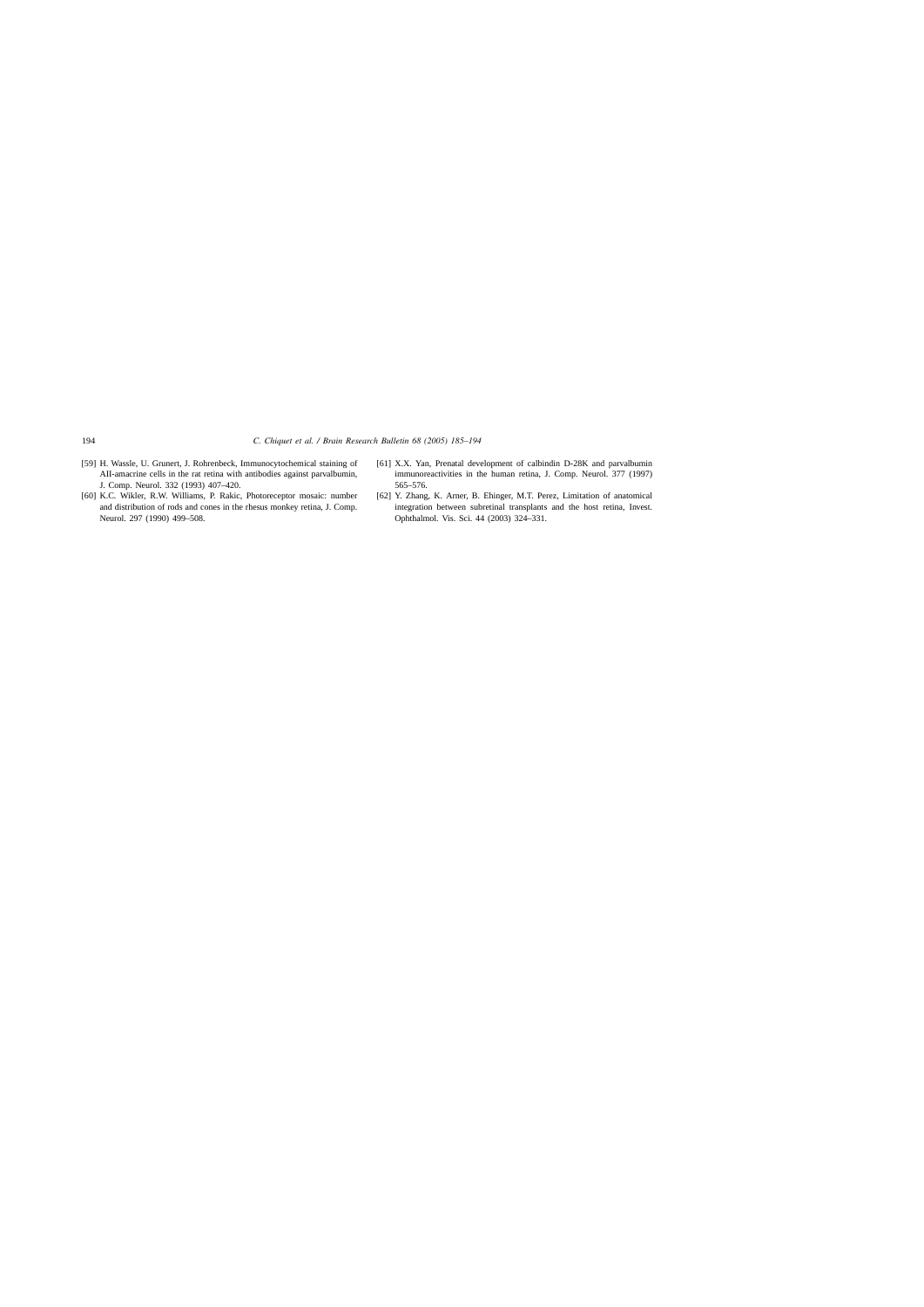[59] H. Wassle, U. Grunert, J. Rohrenbeck, Immunocytochemical staining of AII-amacrine cells in the rat retina with antibodies against parvalbumin, J. Comp. Neurol. 332 (1993) 407–420.

[60] K.C. Wikler, R.W. Williams, P. Rakic, Photoreceptor mosaic: number and distribution of rods and cones in the rhesus monkey retina, J. Comp. Neurol. 297 (1990) 499–508.

[61] X.X. Yan, Prenatal development of calbindin D-28K and parvalbumin immunoreactivities in the human retina, J. Comp. Neurol. 377 (1997) 565–576.

[62] Y. Zhang, K. Arner, B. Ehinger, M.T. Perez, Limitation of anatomical integration between subretinal transplants and the host retina, Invest. Ophthalmol. Vis. Sci. 44 (2003) 324–331.